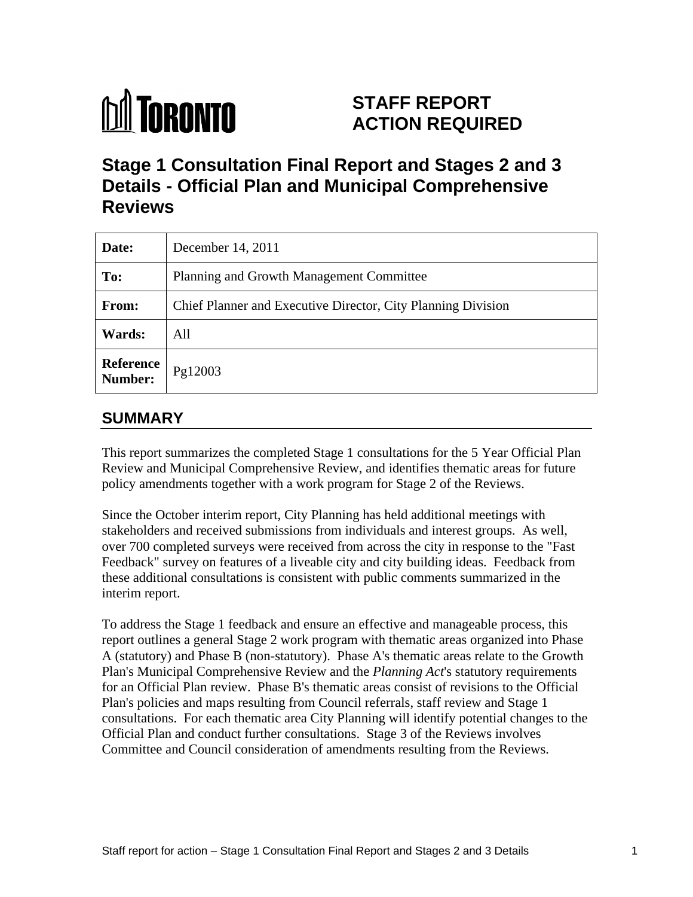TORONTO

# STAFF REPORT ACTION REQUIRED

# Stage 1 Consultation Final Report and Stages 2 and 3 Details - Official Plan and Municipal Comprehensive Reviews

| | |
|---|---|
| **Date:** | December 14, 2011 |
| **To:** | Planning and Growth Management Committee |
| **From:** | Chief Planner and Executive Director, City Planning Division |
| **Wards:** | All |
| **Reference Number:** | Pg12003 |

## SUMMARY

This report summarizes the completed Stage 1 consultations for the 5 Year Official Plan Review and Municipal Comprehensive Review, and identifies thematic areas for future policy amendments together with a work program for Stage 2 of the Reviews.

Since the October interim report, City Planning has held additional meetings with stakeholders and received submissions from individuals and interest groups. As well, over 700 completed surveys were received from across the city in response to the "Fast Feedback" survey on features of a liveable city and city building ideas. Feedback from these additional consultations is consistent with public comments summarized in the interim report.

To address the Stage 1 feedback and ensure an effective and manageable process, this report outlines a general Stage 2 work program with thematic areas organized into Phase A (statutory) and Phase B (non-statutory). Phase A's thematic areas relate to the Growth Plan's Municipal Comprehensive Review and the *Planning Act*'s statutory requirements for an Official Plan review. Phase B's thematic areas consist of revisions to the Official Plan's policies and maps resulting from Council referrals, staff review and Stage 1 consultations. For each thematic area City Planning will identify potential changes to the Official Plan and conduct further consultations. Stage 3 of the Reviews involves Committee and Council consideration of amendments resulting from the Reviews.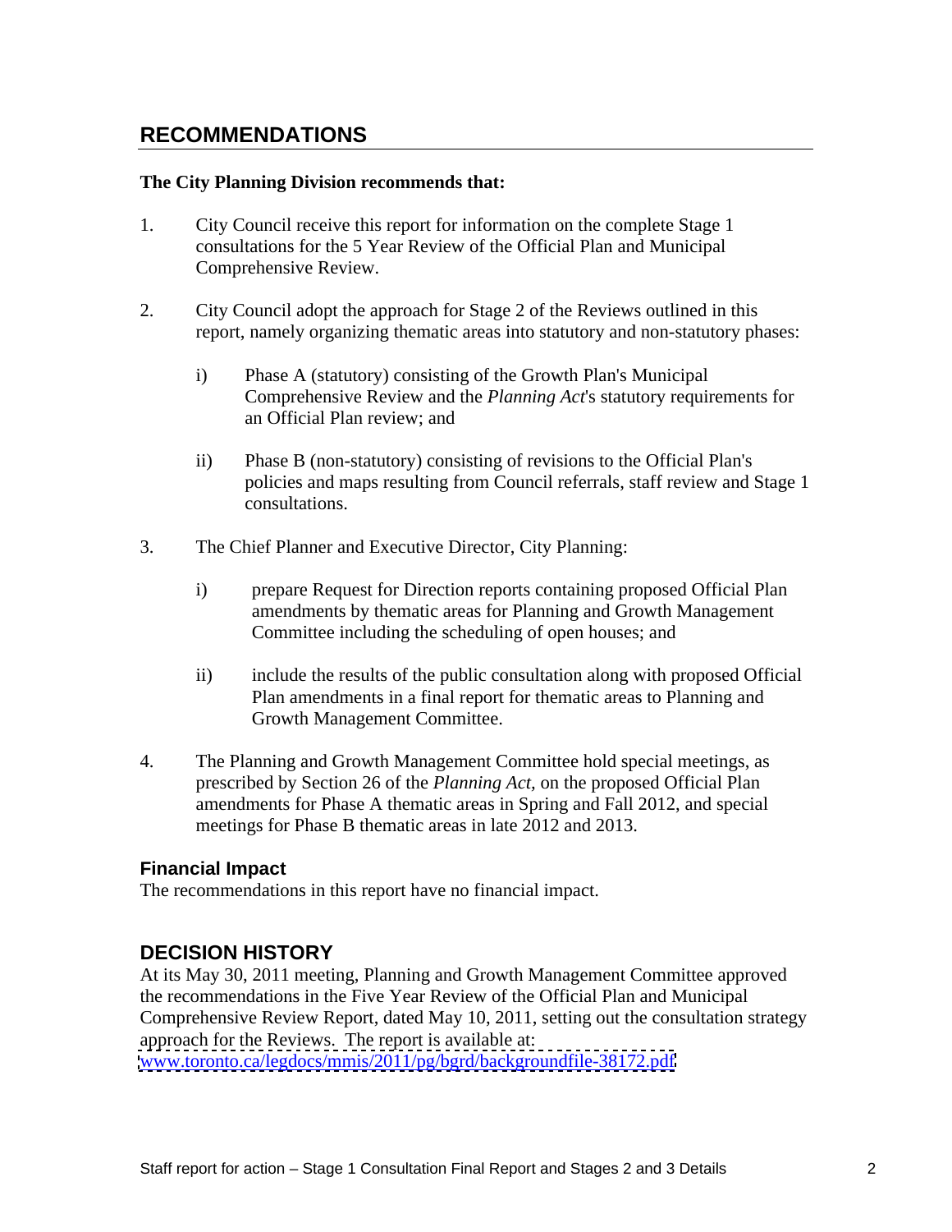## RECOMMENDATIONS

**The City Planning Division recommends that:**

1. City Council receive this report for information on the complete Stage 1 consultations for the 5 Year Review of the Official Plan and Municipal Comprehensive Review.

2. City Council adopt the approach for Stage 2 of the Reviews outlined in this report, namely organizing thematic areas into statutory and non-statutory phases:

   i) Phase A (statutory) consisting of the Growth Plan's Municipal Comprehensive Review and the *Planning Act*'s statutory requirements for an Official Plan review; and

   ii) Phase B (non-statutory) consisting of revisions to the Official Plan's policies and maps resulting from Council referrals, staff review and Stage 1 consultations.

3. The Chief Planner and Executive Director, City Planning:

   i) prepare Request for Direction reports containing proposed Official Plan amendments by thematic areas for Planning and Growth Management Committee including the scheduling of open houses; and

   ii) include the results of the public consultation along with proposed Official Plan amendments in a final report for thematic areas to Planning and Growth Management Committee.

4. The Planning and Growth Management Committee hold special meetings, as prescribed by Section 26 of the *Planning Act*, on the proposed Official Plan amendments for Phase A thematic areas in Spring and Fall 2012, and special meetings for Phase B thematic areas in late 2012 and 2013.

### Financial Impact

The recommendations in this report have no financial impact.

## DECISION HISTORY

At its May 30, 2011 meeting, Planning and Growth Management Committee approved the recommendations in the Five Year Review of the Official Plan and Municipal Comprehensive Review Report, dated May 10, 2011, setting out the consultation strategy approach for the Reviews. The report is available at: www.toronto.ca/legdocs/mmis/2011/pg/bgrd/backgroundfile-38172.pdf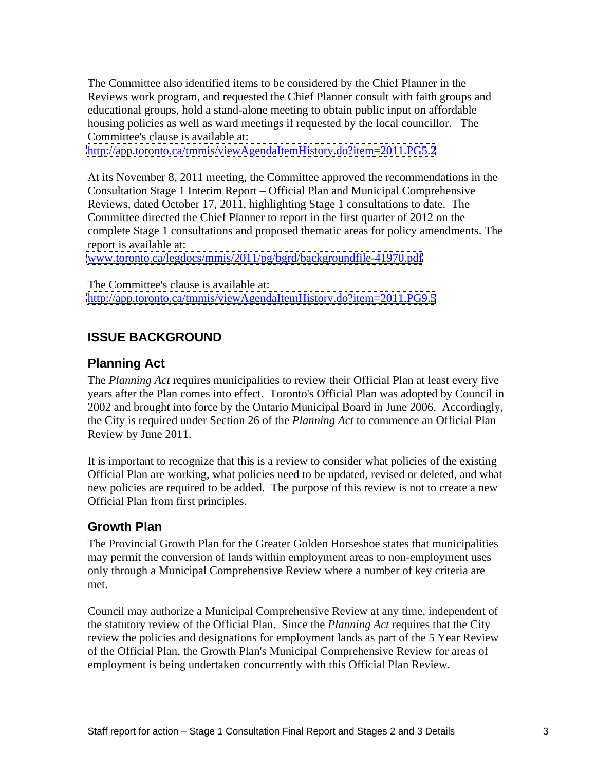The Committee also identified items to be considered by the Chief Planner in the Reviews work program, and requested the Chief Planner consult with faith groups and educational groups, hold a stand-alone meeting to obtain public input on affordable housing policies as well as ward meetings if requested by the local councillor. The Committee's clause is available at:
http://app.toronto.ca/tmmis/viewAgendaItemHistory.do?item=2011.PG5.2

At its November 8, 2011 meeting, the Committee approved the recommendations in the Consultation Stage 1 Interim Report – Official Plan and Municipal Comprehensive Reviews, dated October 17, 2011, highlighting Stage 1 consultations to date. The Committee directed the Chief Planner to report in the first quarter of 2012 on the complete Stage 1 consultations and proposed thematic areas for policy amendments. The report is available at:
www.toronto.ca/legdocs/mmis/2011/pg/bgrd/backgroundfile-41970.pdf

The Committee's clause is available at:
http://app.toronto.ca/tmmis/viewAgendaItemHistory.do?item=2011.PG9.5

## ISSUE BACKGROUND

### Planning Act

The *Planning Act* requires municipalities to review their Official Plan at least every five years after the Plan comes into effect. Toronto's Official Plan was adopted by Council in 2002 and brought into force by the Ontario Municipal Board in June 2006. Accordingly, the City is required under Section 26 of the *Planning Act* to commence an Official Plan Review by June 2011.

It is important to recognize that this is a review to consider what policies of the existing Official Plan are working, what policies need to be updated, revised or deleted, and what new policies are required to be added. The purpose of this review is not to create a new Official Plan from first principles.

### Growth Plan

The Provincial Growth Plan for the Greater Golden Horseshoe states that municipalities may permit the conversion of lands within employment areas to non-employment uses only through a Municipal Comprehensive Review where a number of key criteria are met.

Council may authorize a Municipal Comprehensive Review at any time, independent of the statutory review of the Official Plan. Since the *Planning Act* requires that the City review the policies and designations for employment lands as part of the 5 Year Review of the Official Plan, the Growth Plan's Municipal Comprehensive Review for areas of employment is being undertaken concurrently with this Official Plan Review.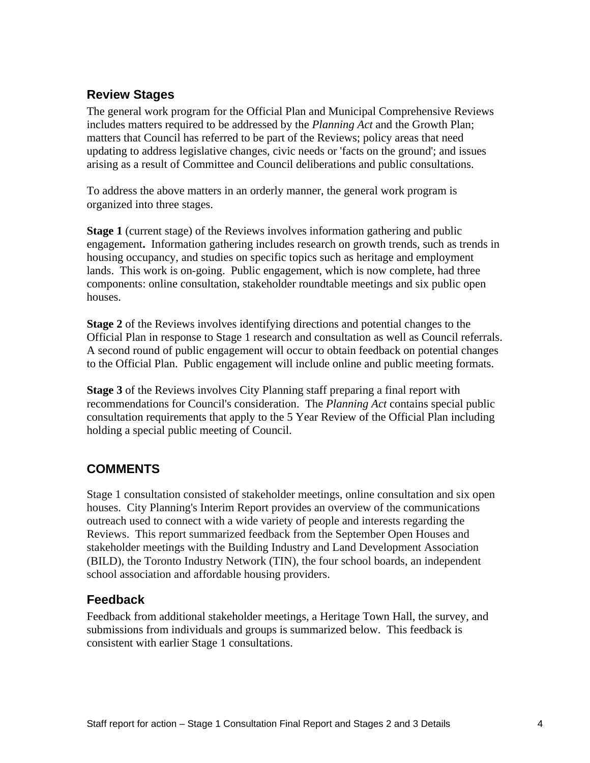## Review Stages

The general work program for the Official Plan and Municipal Comprehensive Reviews includes matters required to be addressed by the *Planning Act* and the Growth Plan; matters that Council has referred to be part of the Reviews; policy areas that need updating to address legislative changes, civic needs or 'facts on the ground'; and issues arising as a result of Committee and Council deliberations and public consultations.

To address the above matters in an orderly manner, the general work program is organized into three stages.

**Stage 1** (current stage) of the Reviews involves information gathering and public engagement**.** Information gathering includes research on growth trends, such as trends in housing occupancy, and studies on specific topics such as heritage and employment lands. This work is on-going. Public engagement, which is now complete, had three components: online consultation, stakeholder roundtable meetings and six public open houses.

**Stage 2** of the Reviews involves identifying directions and potential changes to the Official Plan in response to Stage 1 research and consultation as well as Council referrals. A second round of public engagement will occur to obtain feedback on potential changes to the Official Plan. Public engagement will include online and public meeting formats.

**Stage 3** of the Reviews involves City Planning staff preparing a final report with recommendations for Council's consideration. The *Planning Act* contains special public consultation requirements that apply to the 5 Year Review of the Official Plan including holding a special public meeting of Council.

# COMMENTS

Stage 1 consultation consisted of stakeholder meetings, online consultation and six open houses. City Planning's Interim Report provides an overview of the communications outreach used to connect with a wide variety of people and interests regarding the Reviews. This report summarized feedback from the September Open Houses and stakeholder meetings with the Building Industry and Land Development Association (BILD), the Toronto Industry Network (TIN), the four school boards, an independent school association and affordable housing providers.

## Feedback

Feedback from additional stakeholder meetings, a Heritage Town Hall, the survey, and submissions from individuals and groups is summarized below. This feedback is consistent with earlier Stage 1 consultations.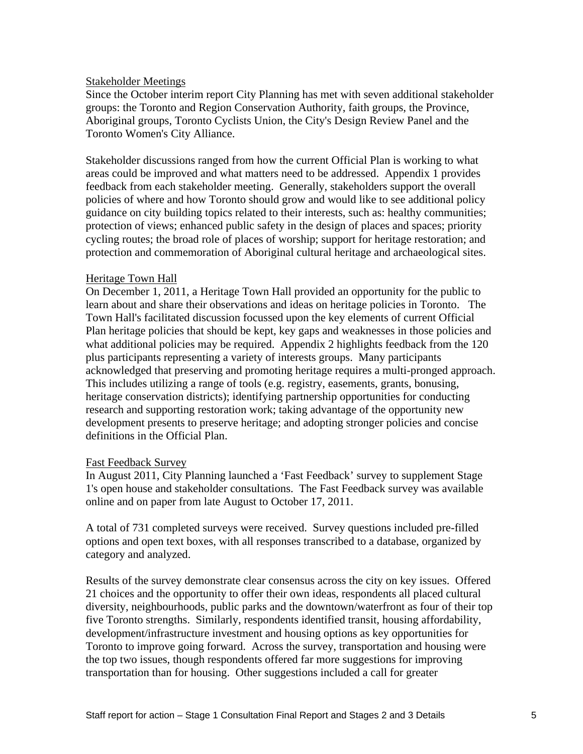### Stakeholder Meetings

Since the October interim report City Planning has met with seven additional stakeholder groups: the Toronto and Region Conservation Authority, faith groups, the Province, Aboriginal groups, Toronto Cyclists Union, the City's Design Review Panel and the Toronto Women's City Alliance.

Stakeholder discussions ranged from how the current Official Plan is working to what areas could be improved and what matters need to be addressed. Appendix 1 provides feedback from each stakeholder meeting. Generally, stakeholders support the overall policies of where and how Toronto should grow and would like to see additional policy guidance on city building topics related to their interests, such as: healthy communities; protection of views; enhanced public safety in the design of places and spaces; priority cycling routes; the broad role of places of worship; support for heritage restoration; and protection and commemoration of Aboriginal cultural heritage and archaeological sites.

### Heritage Town Hall

On December 1, 2011, a Heritage Town Hall provided an opportunity for the public to learn about and share their observations and ideas on heritage policies in Toronto. The Town Hall's facilitated discussion focussed upon the key elements of current Official Plan heritage policies that should be kept, key gaps and weaknesses in those policies and what additional policies may be required. Appendix 2 highlights feedback from the 120 plus participants representing a variety of interests groups. Many participants acknowledged that preserving and promoting heritage requires a multi-pronged approach. This includes utilizing a range of tools (e.g. registry, easements, grants, bonusing, heritage conservation districts); identifying partnership opportunities for conducting research and supporting restoration work; taking advantage of the opportunity new development presents to preserve heritage; and adopting stronger policies and concise definitions in the Official Plan.

### Fast Feedback Survey

In August 2011, City Planning launched a 'Fast Feedback' survey to supplement Stage 1's open house and stakeholder consultations. The Fast Feedback survey was available online and on paper from late August to October 17, 2011.

A total of 731 completed surveys were received. Survey questions included pre-filled options and open text boxes, with all responses transcribed to a database, organized by category and analyzed.

Results of the survey demonstrate clear consensus across the city on key issues. Offered 21 choices and the opportunity to offer their own ideas, respondents all placed cultural diversity, neighbourhoods, public parks and the downtown/waterfront as four of their top five Toronto strengths. Similarly, respondents identified transit, housing affordability, development/infrastructure investment and housing options as key opportunities for Toronto to improve going forward. Across the survey, transportation and housing were the top two issues, though respondents offered far more suggestions for improving transportation than for housing. Other suggestions included a call for greater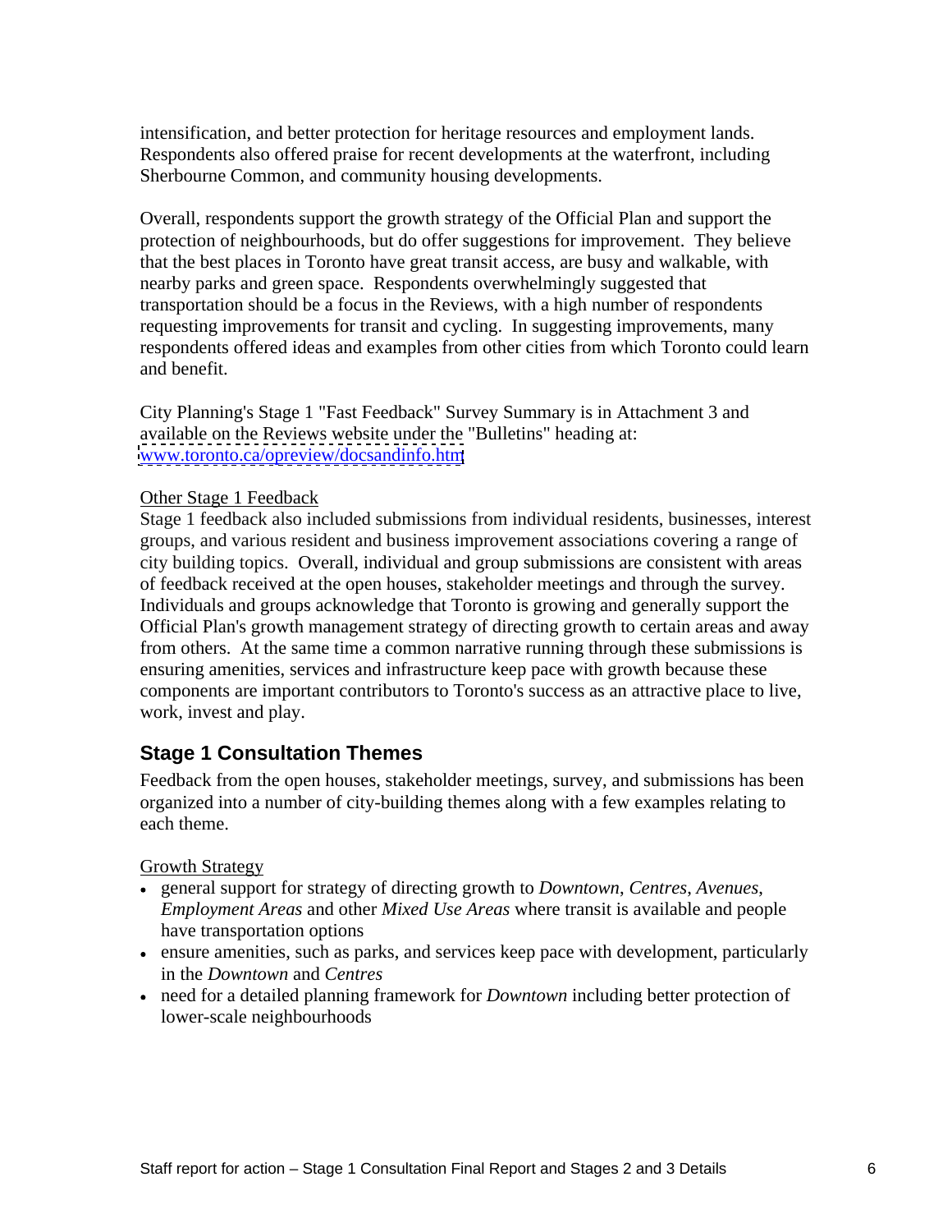intensification, and better protection for heritage resources and employment lands. Respondents also offered praise for recent developments at the waterfront, including Sherbourne Common, and community housing developments.

Overall, respondents support the growth strategy of the Official Plan and support the protection of neighbourhoods, but do offer suggestions for improvement. They believe that the best places in Toronto have great transit access, are busy and walkable, with nearby parks and green space. Respondents overwhelmingly suggested that transportation should be a focus in the Reviews, with a high number of respondents requesting improvements for transit and cycling. In suggesting improvements, many respondents offered ideas and examples from other cities from which Toronto could learn and benefit.

City Planning's Stage 1 "Fast Feedback" Survey Summary is in Attachment 3 and available on the Reviews website under the "Bulletins" heading at: [www.toronto.ca/opreview/docsandinfo.htm](www.toronto.ca/opreview/docsandinfo.htm)

<u>Other Stage 1 Feedback</u>

Stage 1 feedback also included submissions from individual residents, businesses, interest groups, and various resident and business improvement associations covering a range of city building topics. Overall, individual and group submissions are consistent with areas of feedback received at the open houses, stakeholder meetings and through the survey. Individuals and groups acknowledge that Toronto is growing and generally support the Official Plan's growth management strategy of directing growth to certain areas and away from others. At the same time a common narrative running through these submissions is ensuring amenities, services and infrastructure keep pace with growth because these components are important contributors to Toronto's success as an attractive place to live, work, invest and play.

## Stage 1 Consultation Themes

Feedback from the open houses, stakeholder meetings, survey, and submissions has been organized into a number of city-building themes along with a few examples relating to each theme.

<u>Growth Strategy</u>

- general support for strategy of directing growth to *Downtown*, *Centres*, *Avenues*, *Employment Areas* and other *Mixed Use Areas* where transit is available and people have transportation options
- ensure amenities, such as parks, and services keep pace with development, particularly in the *Downtown* and *Centres*
- need for a detailed planning framework for *Downtown* including better protection of lower-scale neighbourhoods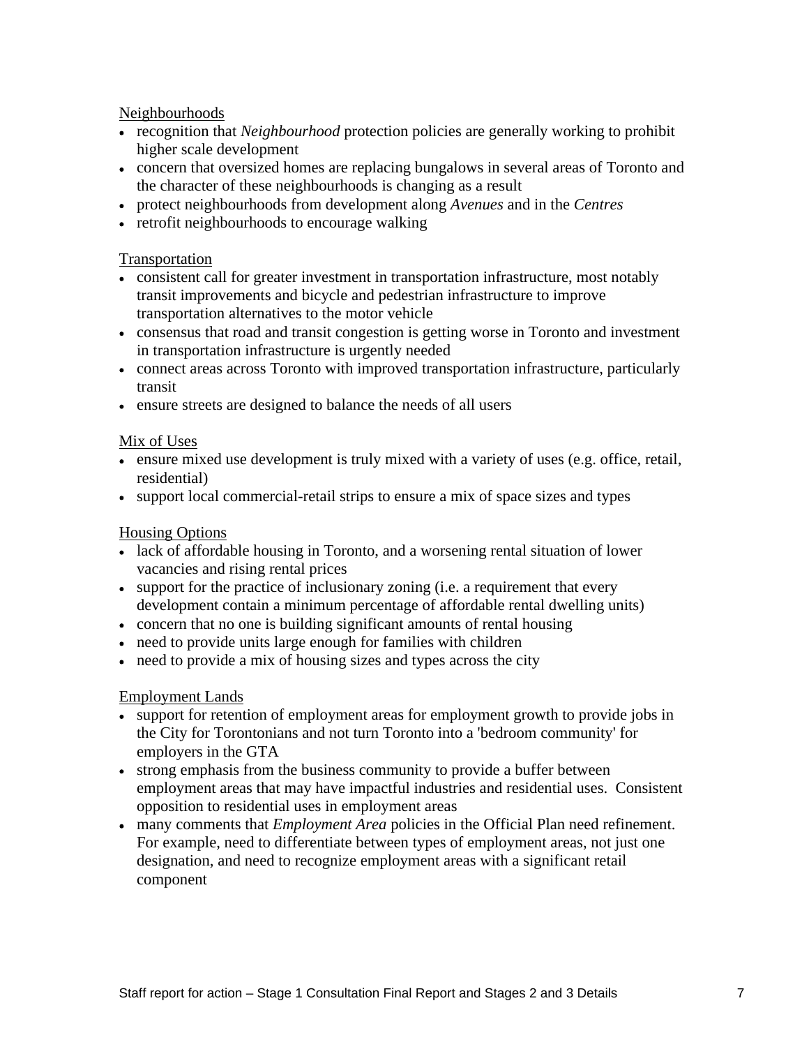Neighbourhoods

- recognition that *Neighbourhood* protection policies are generally working to prohibit higher scale development
- concern that oversized homes are replacing bungalows in several areas of Toronto and the character of these neighbourhoods is changing as a result
- protect neighbourhoods from development along *Avenues* and in the *Centres*
- retrofit neighbourhoods to encourage walking

Transportation

- consistent call for greater investment in transportation infrastructure, most notably transit improvements and bicycle and pedestrian infrastructure to improve transportation alternatives to the motor vehicle
- consensus that road and transit congestion is getting worse in Toronto and investment in transportation infrastructure is urgently needed
- connect areas across Toronto with improved transportation infrastructure, particularly transit
- ensure streets are designed to balance the needs of all users

Mix of Uses

- ensure mixed use development is truly mixed with a variety of uses (e.g. office, retail, residential)
- support local commercial-retail strips to ensure a mix of space sizes and types

Housing Options

- lack of affordable housing in Toronto, and a worsening rental situation of lower vacancies and rising rental prices
- support for the practice of inclusionary zoning (i.e. a requirement that every development contain a minimum percentage of affordable rental dwelling units)
- concern that no one is building significant amounts of rental housing
- need to provide units large enough for families with children
- need to provide a mix of housing sizes and types across the city

Employment Lands

- support for retention of employment areas for employment growth to provide jobs in the City for Torontonians and not turn Toronto into a 'bedroom community' for employers in the GTA
- strong emphasis from the business community to provide a buffer between employment areas that may have impactful industries and residential uses. Consistent opposition to residential uses in employment areas
- many comments that *Employment Area* policies in the Official Plan need refinement. For example, need to differentiate between types of employment areas, not just one designation, and need to recognize employment areas with a significant retail component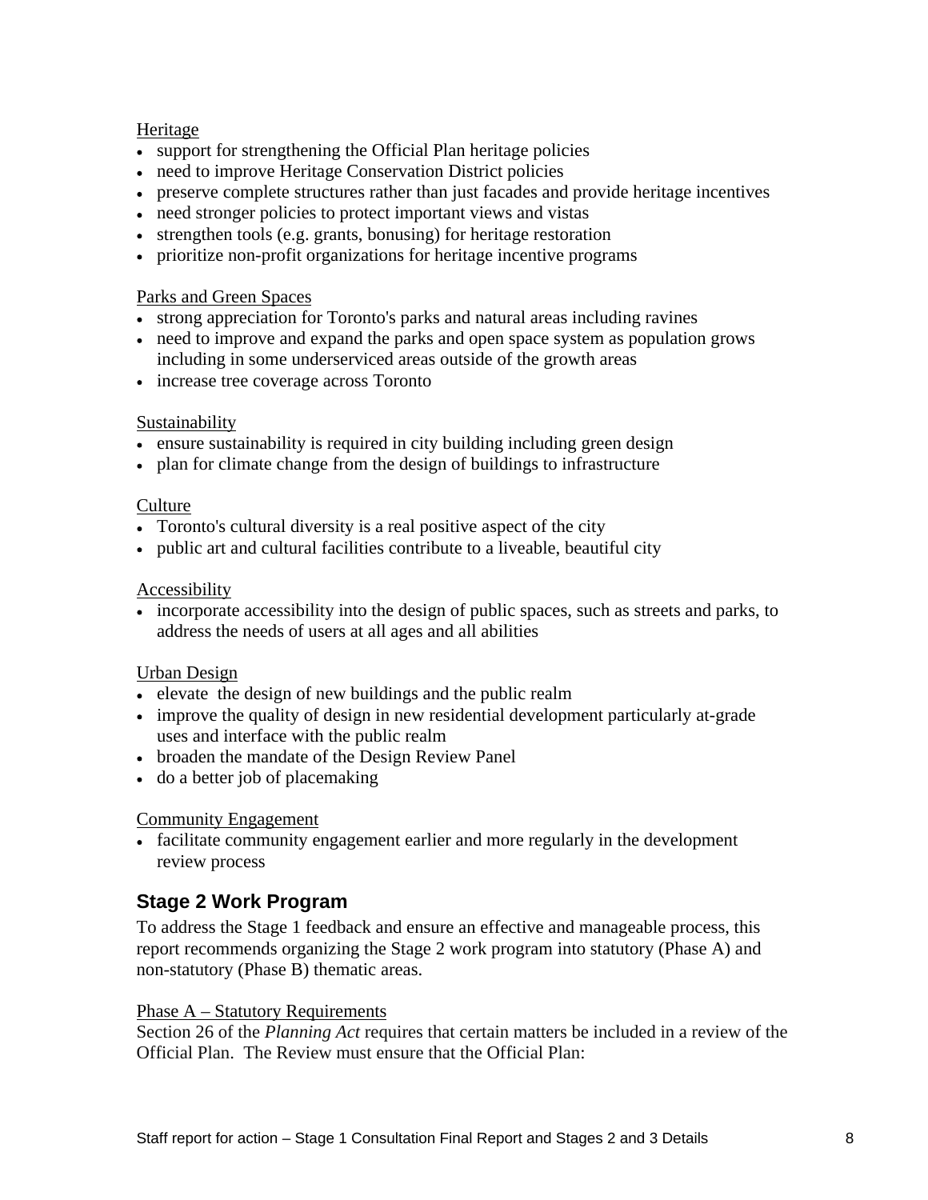Heritage

- support for strengthening the Official Plan heritage policies
- need to improve Heritage Conservation District policies
- preserve complete structures rather than just facades and provide heritage incentives
- need stronger policies to protect important views and vistas
- strengthen tools (e.g. grants, bonusing) for heritage restoration
- prioritize non-profit organizations for heritage incentive programs

Parks and Green Spaces

- strong appreciation for Toronto's parks and natural areas including ravines
- need to improve and expand the parks and open space system as population grows including in some underserviced areas outside of the growth areas
- increase tree coverage across Toronto

Sustainability

- ensure sustainability is required in city building including green design
- plan for climate change from the design of buildings to infrastructure

Culture

- Toronto's cultural diversity is a real positive aspect of the city
- public art and cultural facilities contribute to a liveable, beautiful city

Accessibility

- incorporate accessibility into the design of public spaces, such as streets and parks, to address the needs of users at all ages and all abilities

Urban Design

- elevate the design of new buildings and the public realm
- improve the quality of design in new residential development particularly at-grade uses and interface with the public realm
- broaden the mandate of the Design Review Panel
- do a better job of placemaking

Community Engagement

- facilitate community engagement earlier and more regularly in the development review process

## Stage 2 Work Program

To address the Stage 1 feedback and ensure an effective and manageable process, this report recommends organizing the Stage 2 work program into statutory (Phase A) and non-statutory (Phase B) thematic areas.

Phase A – Statutory Requirements

Section 26 of the *Planning Act* requires that certain matters be included in a review of the Official Plan. The Review must ensure that the Official Plan: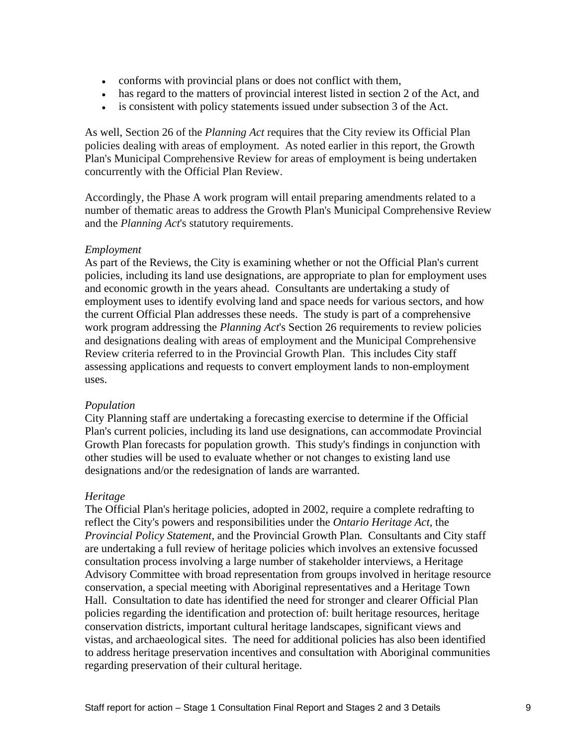- conforms with provincial plans or does not conflict with them,
- has regard to the matters of provincial interest listed in section 2 of the Act, and
- is consistent with policy statements issued under subsection 3 of the Act.

As well, Section 26 of the *Planning Act* requires that the City review its Official Plan policies dealing with areas of employment. As noted earlier in this report, the Growth Plan's Municipal Comprehensive Review for areas of employment is being undertaken concurrently with the Official Plan Review.

Accordingly, the Phase A work program will entail preparing amendments related to a number of thematic areas to address the Growth Plan's Municipal Comprehensive Review and the *Planning Act*'s statutory requirements.

*Employment*
As part of the Reviews, the City is examining whether or not the Official Plan's current policies, including its land use designations, are appropriate to plan for employment uses and economic growth in the years ahead. Consultants are undertaking a study of employment uses to identify evolving land and space needs for various sectors, and how the current Official Plan addresses these needs. The study is part of a comprehensive work program addressing the *Planning Act*'s Section 26 requirements to review policies and designations dealing with areas of employment and the Municipal Comprehensive Review criteria referred to in the Provincial Growth Plan. This includes City staff assessing applications and requests to convert employment lands to non-employment uses.

*Population*
City Planning staff are undertaking a forecasting exercise to determine if the Official Plan's current policies, including its land use designations, can accommodate Provincial Growth Plan forecasts for population growth. This study's findings in conjunction with other studies will be used to evaluate whether or not changes to existing land use designations and/or the redesignation of lands are warranted.

*Heritage*
The Official Plan's heritage policies, adopted in 2002, require a complete redrafting to reflect the City's powers and responsibilities under the *Ontario Heritage Act,* the *Provincial Policy Statement,* and the Provincial Growth Plan. Consultants and City staff are undertaking a full review of heritage policies which involves an extensive focussed consultation process involving a large number of stakeholder interviews, a Heritage Advisory Committee with broad representation from groups involved in heritage resource conservation, a special meeting with Aboriginal representatives and a Heritage Town Hall. Consultation to date has identified the need for stronger and clearer Official Plan policies regarding the identification and protection of: built heritage resources, heritage conservation districts, important cultural heritage landscapes, significant views and vistas, and archaeological sites. The need for additional policies has also been identified to address heritage preservation incentives and consultation with Aboriginal communities regarding preservation of their cultural heritage.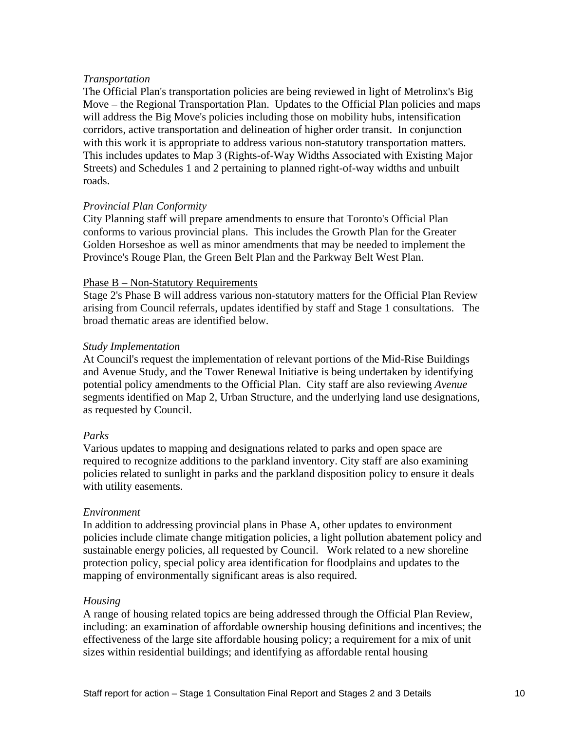*Transportation*

The Official Plan's transportation policies are being reviewed in light of Metrolinx's Big Move – the Regional Transportation Plan. Updates to the Official Plan policies and maps will address the Big Move's policies including those on mobility hubs, intensification corridors, active transportation and delineation of higher order transit. In conjunction with this work it is appropriate to address various non-statutory transportation matters. This includes updates to Map 3 (Rights-of-Way Widths Associated with Existing Major Streets) and Schedules 1 and 2 pertaining to planned right-of-way widths and unbuilt roads.

*Provincial Plan Conformity*

City Planning staff will prepare amendments to ensure that Toronto's Official Plan conforms to various provincial plans. This includes the Growth Plan for the Greater Golden Horseshoe as well as minor amendments that may be needed to implement the Province's Rouge Plan, the Green Belt Plan and the Parkway Belt West Plan.

<u>Phase B – Non-Statutory Requirements</u>

Stage 2's Phase B will address various non-statutory matters for the Official Plan Review arising from Council referrals, updates identified by staff and Stage 1 consultations. The broad thematic areas are identified below.

*Study Implementation*

At Council's request the implementation of relevant portions of the Mid-Rise Buildings and Avenue Study, and the Tower Renewal Initiative is being undertaken by identifying potential policy amendments to the Official Plan. City staff are also reviewing *Avenue* segments identified on Map 2, Urban Structure, and the underlying land use designations, as requested by Council.

*Parks*

Various updates to mapping and designations related to parks and open space are required to recognize additions to the parkland inventory. City staff are also examining policies related to sunlight in parks and the parkland disposition policy to ensure it deals with utility easements.

*Environment*

In addition to addressing provincial plans in Phase A, other updates to environment policies include climate change mitigation policies, a light pollution abatement policy and sustainable energy policies, all requested by Council. Work related to a new shoreline protection policy, special policy area identification for floodplains and updates to the mapping of environmentally significant areas is also required.

*Housing*

A range of housing related topics are being addressed through the Official Plan Review, including: an examination of affordable ownership housing definitions and incentives; the effectiveness of the large site affordable housing policy; a requirement for a mix of unit sizes within residential buildings; and identifying as affordable rental housing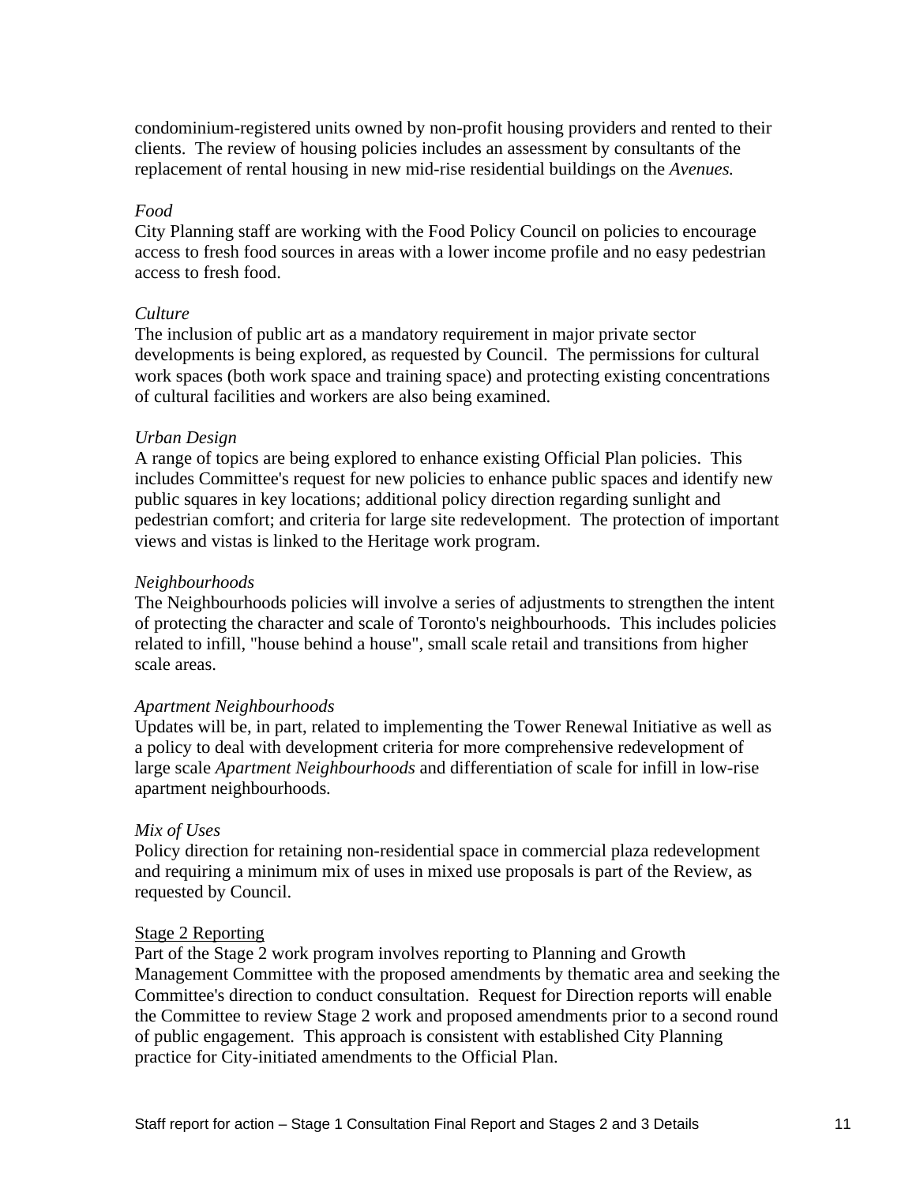condominium-registered units owned by non-profit housing providers and rented to their clients. The review of housing policies includes an assessment by consultants of the replacement of rental housing in new mid-rise residential buildings on the *Avenues.*

*Food*

City Planning staff are working with the Food Policy Council on policies to encourage access to fresh food sources in areas with a lower income profile and no easy pedestrian access to fresh food.

*Culture*

The inclusion of public art as a mandatory requirement in major private sector developments is being explored, as requested by Council. The permissions for cultural work spaces (both work space and training space) and protecting existing concentrations of cultural facilities and workers are also being examined.

*Urban Design*

A range of topics are being explored to enhance existing Official Plan policies. This includes Committee's request for new policies to enhance public spaces and identify new public squares in key locations; additional policy direction regarding sunlight and pedestrian comfort; and criteria for large site redevelopment. The protection of important views and vistas is linked to the Heritage work program.

*Neighbourhoods*

The Neighbourhoods policies will involve a series of adjustments to strengthen the intent of protecting the character and scale of Toronto's neighbourhoods. This includes policies related to infill, "house behind a house", small scale retail and transitions from higher scale areas.

*Apartment Neighbourhoods*

Updates will be, in part, related to implementing the Tower Renewal Initiative as well as a policy to deal with development criteria for more comprehensive redevelopment of large scale *Apartment Neighbourhoods* and differentiation of scale for infill in low-rise apartment neighbourhoods.

*Mix of Uses*

Policy direction for retaining non-residential space in commercial plaza redevelopment and requiring a minimum mix of uses in mixed use proposals is part of the Review, as requested by Council.

Stage 2 Reporting

Part of the Stage 2 work program involves reporting to Planning and Growth Management Committee with the proposed amendments by thematic area and seeking the Committee's direction to conduct consultation. Request for Direction reports will enable the Committee to review Stage 2 work and proposed amendments prior to a second round of public engagement. This approach is consistent with established City Planning practice for City-initiated amendments to the Official Plan.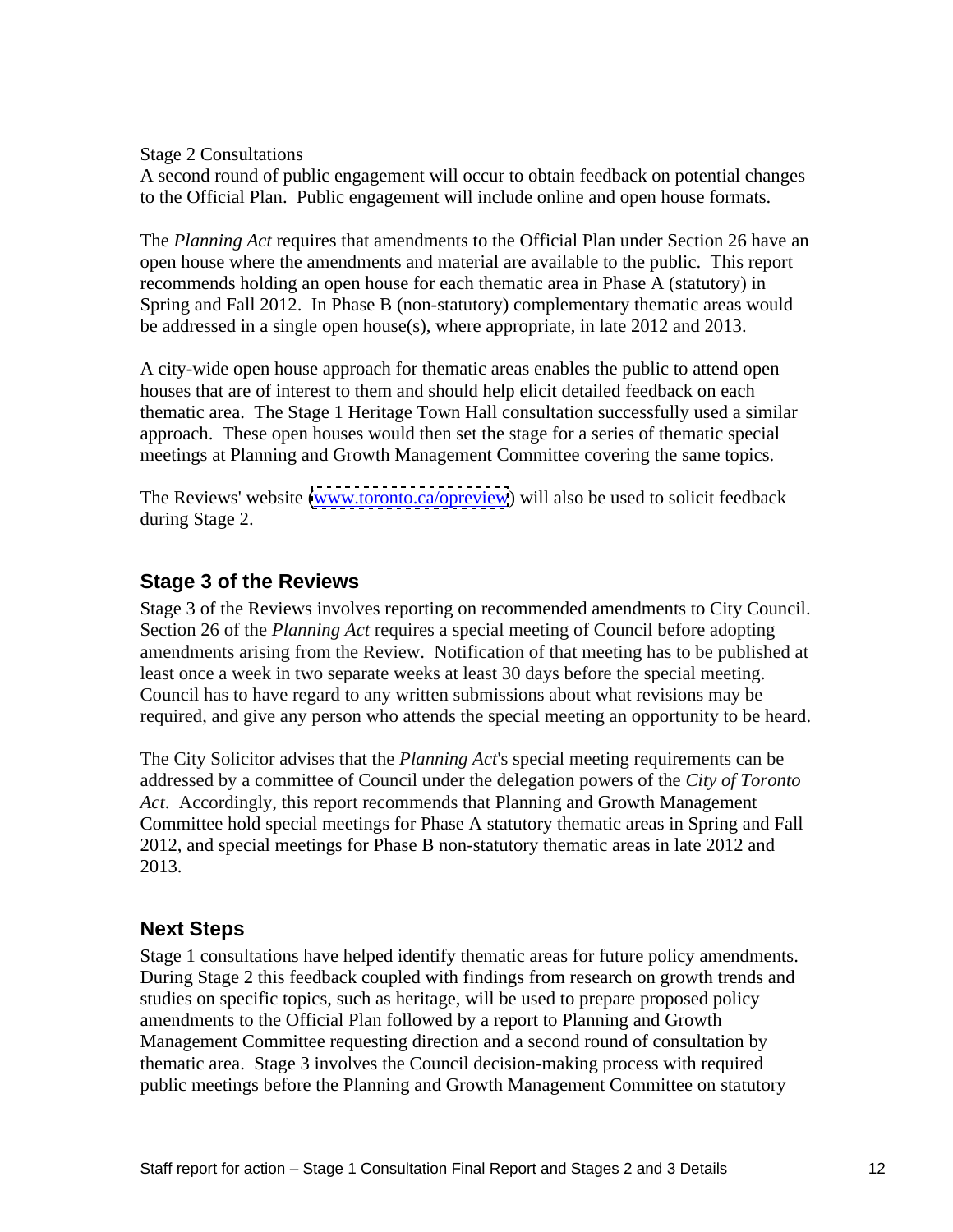Stage 2 Consultations

A second round of public engagement will occur to obtain feedback on potential changes to the Official Plan. Public engagement will include online and open house formats.

The *Planning Act* requires that amendments to the Official Plan under Section 26 have an open house where the amendments and material are available to the public. This report recommends holding an open house for each thematic area in Phase A (statutory) in Spring and Fall 2012. In Phase B (non-statutory) complementary thematic areas would be addressed in a single open house(s), where appropriate, in late 2012 and 2013.

A city-wide open house approach for thematic areas enables the public to attend open houses that are of interest to them and should help elicit detailed feedback on each thematic area. The Stage 1 Heritage Town Hall consultation successfully used a similar approach. These open houses would then set the stage for a series of thematic special meetings at Planning and Growth Management Committee covering the same topics.

The Reviews' website (www.toronto.ca/opreview) will also be used to solicit feedback during Stage 2.

## Stage 3 of the Reviews

Stage 3 of the Reviews involves reporting on recommended amendments to City Council. Section 26 of the *Planning Act* requires a special meeting of Council before adopting amendments arising from the Review. Notification of that meeting has to be published at least once a week in two separate weeks at least 30 days before the special meeting. Council has to have regard to any written submissions about what revisions may be required, and give any person who attends the special meeting an opportunity to be heard.

The City Solicitor advises that the *Planning Act*'s special meeting requirements can be addressed by a committee of Council under the delegation powers of the *City of Toronto Act*. Accordingly, this report recommends that Planning and Growth Management Committee hold special meetings for Phase A statutory thematic areas in Spring and Fall 2012, and special meetings for Phase B non-statutory thematic areas in late 2012 and 2013.

## Next Steps

Stage 1 consultations have helped identify thematic areas for future policy amendments. During Stage 2 this feedback coupled with findings from research on growth trends and studies on specific topics, such as heritage, will be used to prepare proposed policy amendments to the Official Plan followed by a report to Planning and Growth Management Committee requesting direction and a second round of consultation by thematic area. Stage 3 involves the Council decision-making process with required public meetings before the Planning and Growth Management Committee on statutory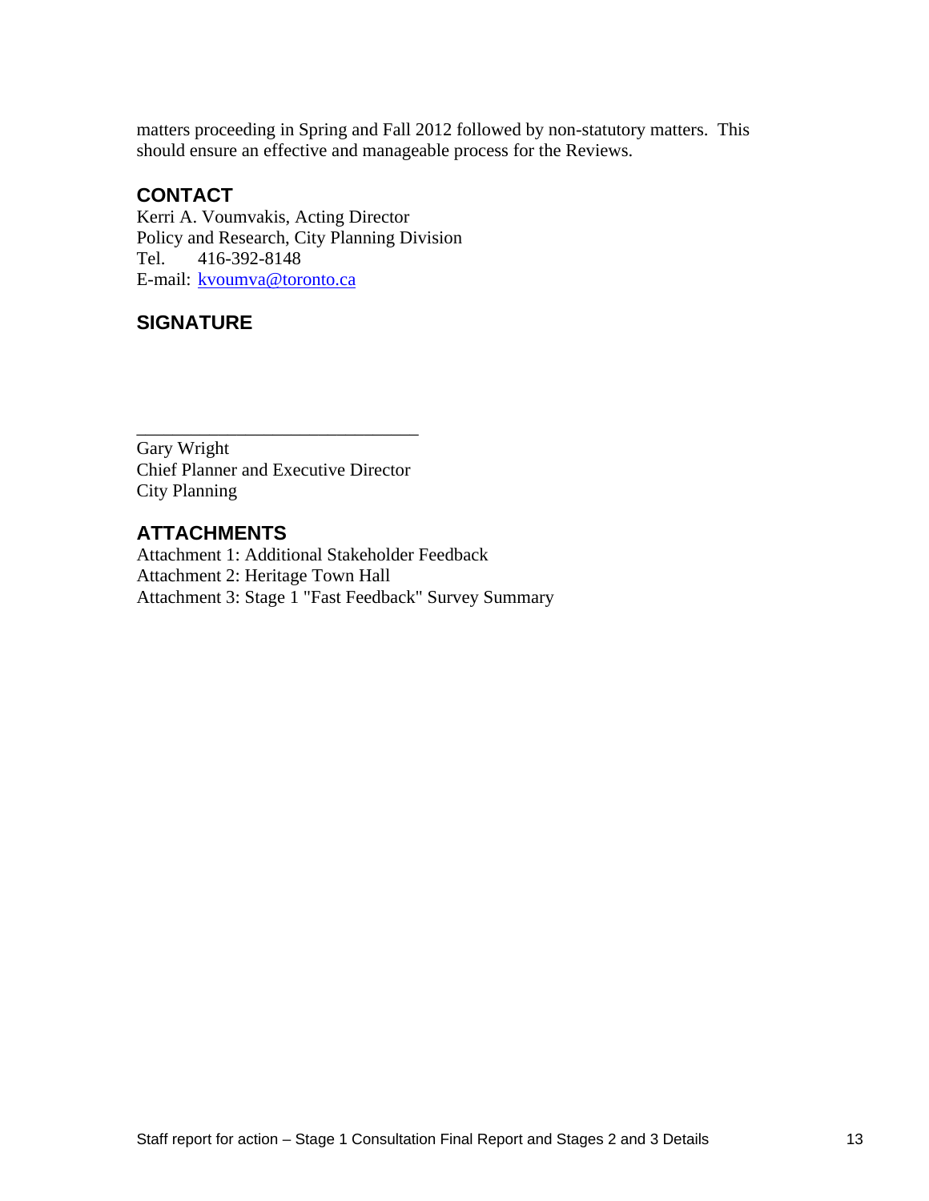matters proceeding in Spring and Fall 2012 followed by non-statutory matters. This should ensure an effective and manageable process for the Reviews.

## CONTACT

Kerri A. Voumvakis, Acting Director
Policy and Research, City Planning Division
Tel. 416-392-8148
E-mail: kvoumva@toronto.ca

## SIGNATURE

_______________________________
Gary Wright
Chief Planner and Executive Director
City Planning

## ATTACHMENTS

Attachment 1: Additional Stakeholder Feedback
Attachment 2: Heritage Town Hall
Attachment 3: Stage 1 "Fast Feedback" Survey Summary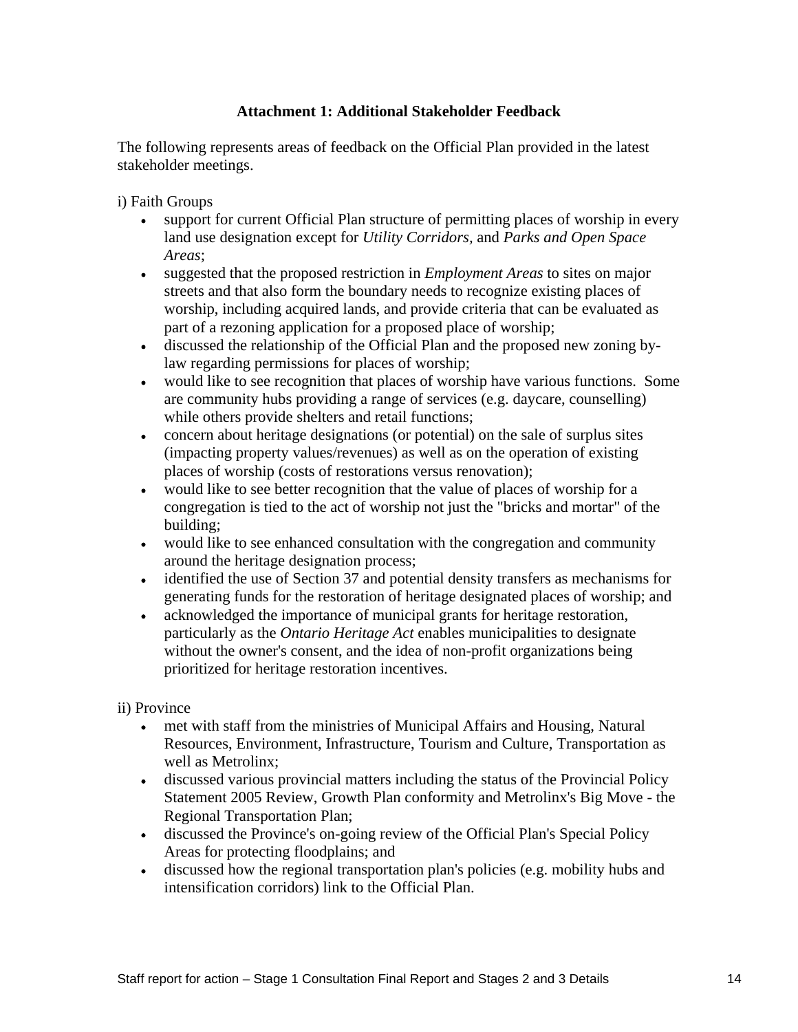**Attachment 1: Additional Stakeholder Feedback**

The following represents areas of feedback on the Official Plan provided in the latest stakeholder meetings.

i) Faith Groups

- support for current Official Plan structure of permitting places of worship in every land use designation except for *Utility Corridors,* and *Parks and Open Space Areas*;
- suggested that the proposed restriction in *Employment Areas* to sites on major streets and that also form the boundary needs to recognize existing places of worship, including acquired lands, and provide criteria that can be evaluated as part of a rezoning application for a proposed place of worship;
- discussed the relationship of the Official Plan and the proposed new zoning by-law regarding permissions for places of worship;
- would like to see recognition that places of worship have various functions. Some are community hubs providing a range of services (e.g. daycare, counselling) while others provide shelters and retail functions;
- concern about heritage designations (or potential) on the sale of surplus sites (impacting property values/revenues) as well as on the operation of existing places of worship (costs of restorations versus renovation);
- would like to see better recognition that the value of places of worship for a congregation is tied to the act of worship not just the "bricks and mortar" of the building;
- would like to see enhanced consultation with the congregation and community around the heritage designation process;
- identified the use of Section 37 and potential density transfers as mechanisms for generating funds for the restoration of heritage designated places of worship; and
- acknowledged the importance of municipal grants for heritage restoration, particularly as the *Ontario Heritage Act* enables municipalities to designate without the owner's consent, and the idea of non-profit organizations being prioritized for heritage restoration incentives.

ii) Province

- met with staff from the ministries of Municipal Affairs and Housing, Natural Resources, Environment, Infrastructure, Tourism and Culture, Transportation as well as Metrolinx;
- discussed various provincial matters including the status of the Provincial Policy Statement 2005 Review, Growth Plan conformity and Metrolinx's Big Move - the Regional Transportation Plan;
- discussed the Province's on-going review of the Official Plan's Special Policy Areas for protecting floodplains; and
- discussed how the regional transportation plan's policies (e.g. mobility hubs and intensification corridors) link to the Official Plan.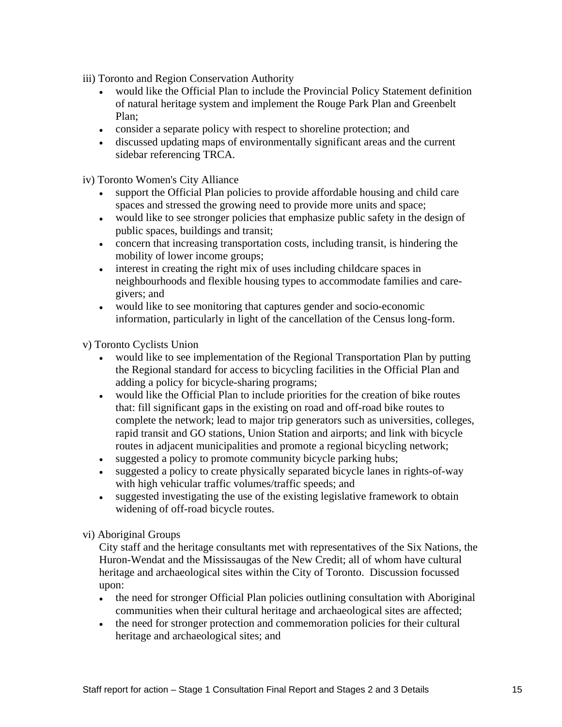iii) Toronto and Region Conservation Authority

- would like the Official Plan to include the Provincial Policy Statement definition of natural heritage system and implement the Rouge Park Plan and Greenbelt Plan;
- consider a separate policy with respect to shoreline protection; and
- discussed updating maps of environmentally significant areas and the current sidebar referencing TRCA.

iv) Toronto Women's City Alliance

- support the Official Plan policies to provide affordable housing and child care spaces and stressed the growing need to provide more units and space;
- would like to see stronger policies that emphasize public safety in the design of public spaces, buildings and transit;
- concern that increasing transportation costs, including transit, is hindering the mobility of lower income groups;
- interest in creating the right mix of uses including childcare spaces in neighbourhoods and flexible housing types to accommodate families and care-givers; and
- would like to see monitoring that captures gender and socio-economic information, particularly in light of the cancellation of the Census long-form.

v) Toronto Cyclists Union

- would like to see implementation of the Regional Transportation Plan by putting the Regional standard for access to bicycling facilities in the Official Plan and adding a policy for bicycle-sharing programs;
- would like the Official Plan to include priorities for the creation of bike routes that: fill significant gaps in the existing on road and off-road bike routes to complete the network; lead to major trip generators such as universities, colleges, rapid transit and GO stations, Union Station and airports; and link with bicycle routes in adjacent municipalities and promote a regional bicycling network;
- suggested a policy to promote community bicycle parking hubs;
- suggested a policy to create physically separated bicycle lanes in rights-of-way with high vehicular traffic volumes/traffic speeds; and
- suggested investigating the use of the existing legislative framework to obtain widening of off-road bicycle routes.

vi) Aboriginal Groups

City staff and the heritage consultants met with representatives of the Six Nations, the Huron-Wendat and the Mississaugas of the New Credit; all of whom have cultural heritage and archaeological sites within the City of Toronto. Discussion focussed upon:

- the need for stronger Official Plan policies outlining consultation with Aboriginal communities when their cultural heritage and archaeological sites are affected;
- the need for stronger protection and commemoration policies for their cultural heritage and archaeological sites; and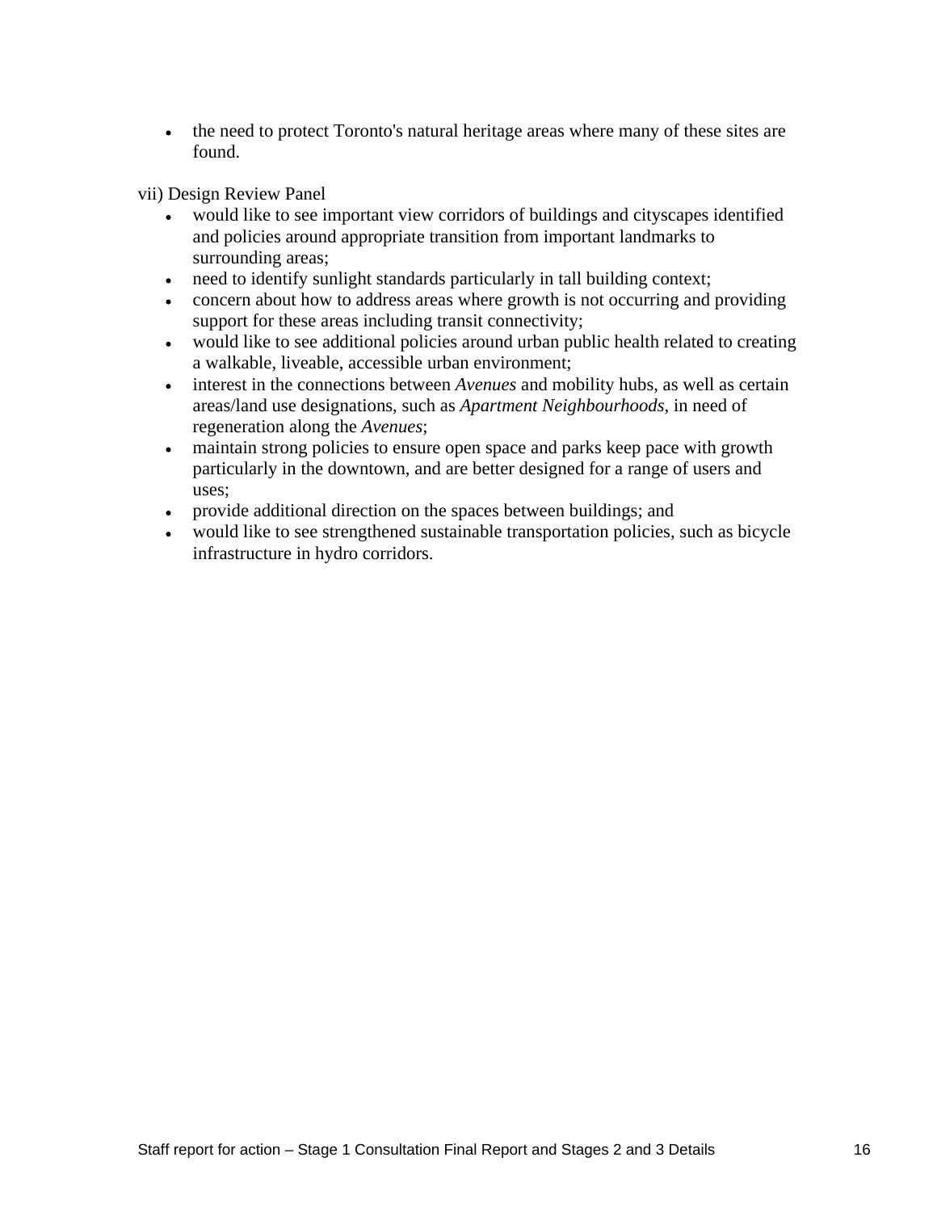- the need to protect Toronto's natural heritage areas where many of these sites are found.

vii) Design Review Panel

- would like to see important view corridors of buildings and cityscapes identified and policies around appropriate transition from important landmarks to surrounding areas;
- need to identify sunlight standards particularly in tall building context;
- concern about how to address areas where growth is not occurring and providing support for these areas including transit connectivity;
- would like to see additional policies around urban public health related to creating a walkable, liveable, accessible urban environment;
- interest in the connections between *Avenues* and mobility hubs, as well as certain areas/land use designations, such as *Apartment Neighbourhoods*, in need of regeneration along the *Avenues*;
- maintain strong policies to ensure open space and parks keep pace with growth particularly in the downtown, and are better designed for a range of users and uses;
- provide additional direction on the spaces between buildings; and
- would like to see strengthened sustainable transportation policies, such as bicycle infrastructure in hydro corridors.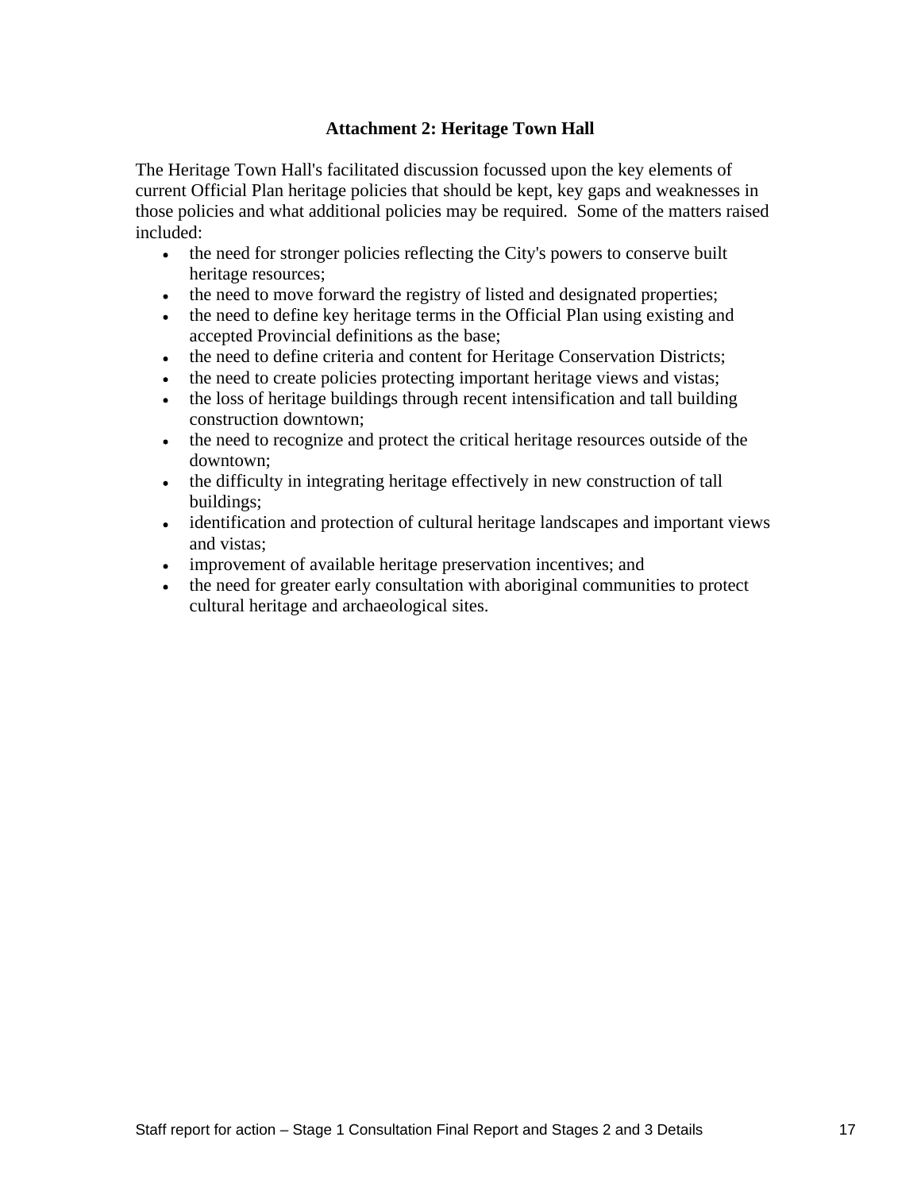**Attachment 2: Heritage Town Hall**

The Heritage Town Hall's facilitated discussion focussed upon the key elements of current Official Plan heritage policies that should be kept, key gaps and weaknesses in those policies and what additional policies may be required. Some of the matters raised included:

- the need for stronger policies reflecting the City's powers to conserve built heritage resources;
- the need to move forward the registry of listed and designated properties;
- the need to define key heritage terms in the Official Plan using existing and accepted Provincial definitions as the base;
- the need to define criteria and content for Heritage Conservation Districts;
- the need to create policies protecting important heritage views and vistas;
- the loss of heritage buildings through recent intensification and tall building construction downtown;
- the need to recognize and protect the critical heritage resources outside of the downtown;
- the difficulty in integrating heritage effectively in new construction of tall buildings;
- identification and protection of cultural heritage landscapes and important views and vistas;
- improvement of available heritage preservation incentives; and
- the need for greater early consultation with aboriginal communities to protect cultural heritage and archaeological sites.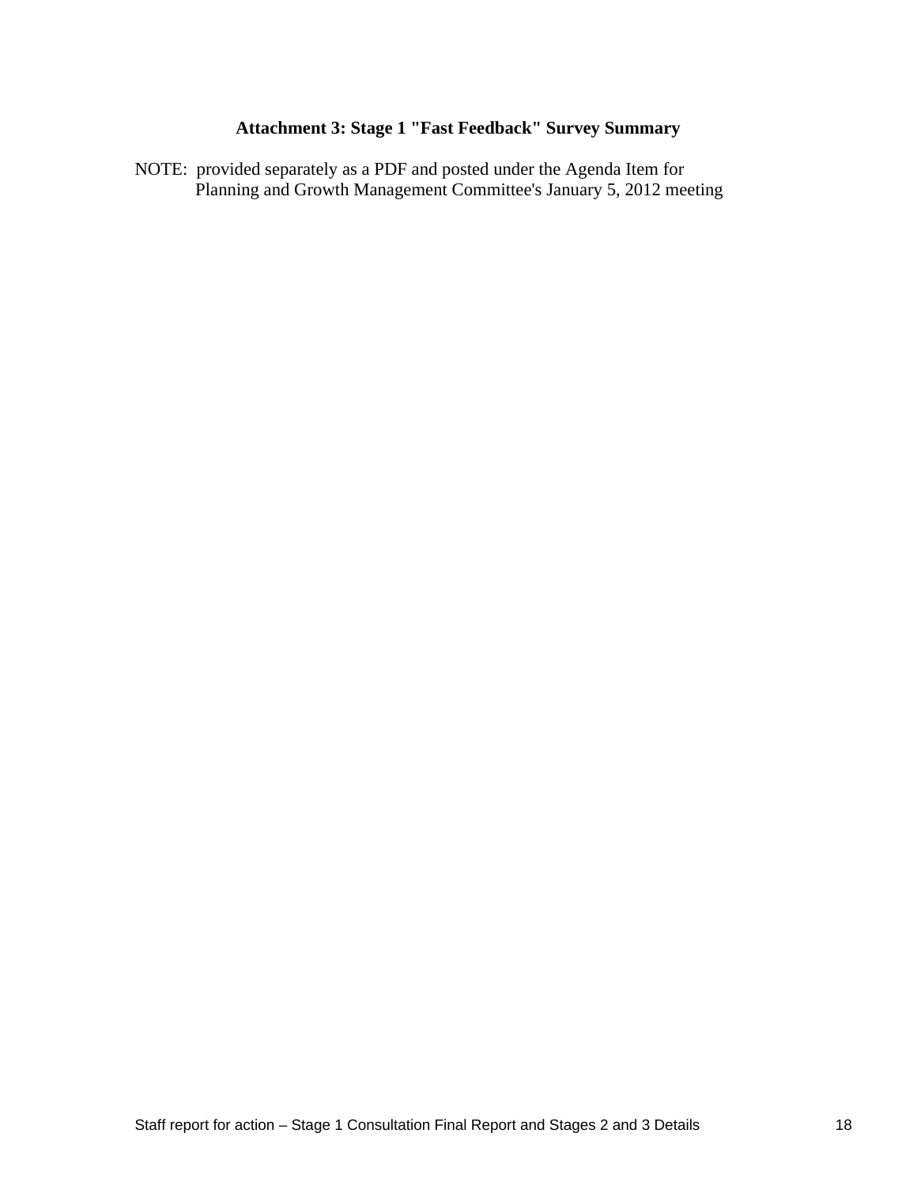## Attachment 3: Stage 1 "Fast Feedback" Survey Summary

NOTE: provided separately as a PDF and posted under the Agenda Item for Planning and Growth Management Committee's January 5, 2012 meeting